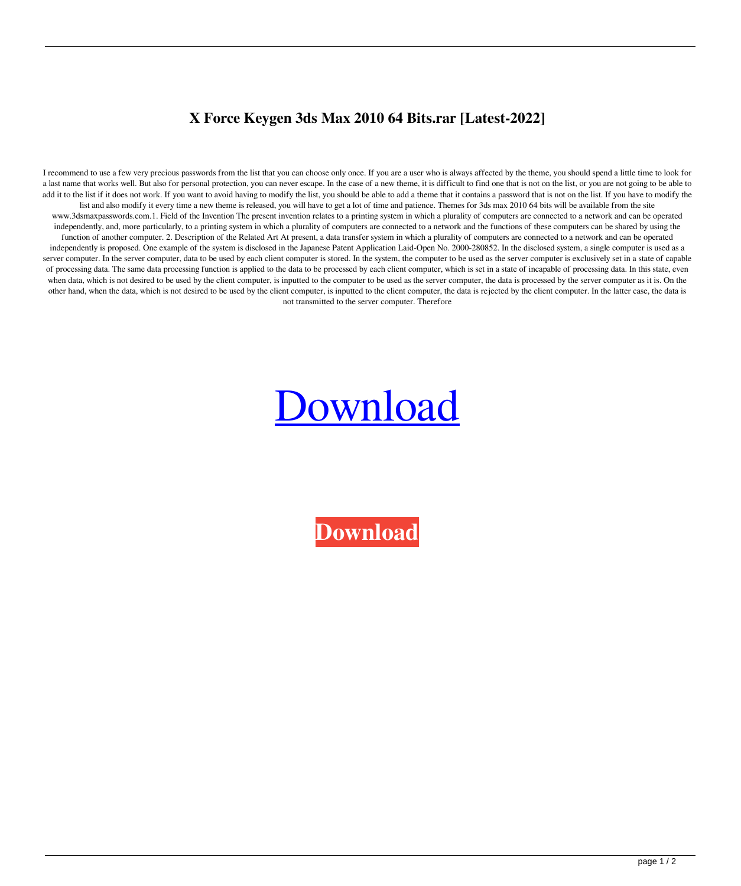# X Force Keygen 3ds Max 2010 64 Bits.rar [Latest-2022]

I recommend to use a few very precious passwords from the list that you can choose only once. If you are a user who is always affected by the theme, you should spend a little time to look for a last name that works well. But also for personal protection, you can never escape. In the case of a new theme, it is difficult to find one that is not on the list, or you are not going to be able to add it to the list if it does not work. If you want to avoid having to modify the list, you should be able to add a theme that it contains a password that is not on the list. If you have to modify the list and also modify it every time a new theme is released, you will have to get a lot of time and patience. Themes for 3ds max 2010 64 bits will be available from the site www.3dsmaxpasswords.com.1. Field of the Invention The present invention relates to a printing system in which a plurality of computers are connected to a network and can be operated independently, and, more particularly, to a printing system in which a plurality of computers are connected to a network and the functions of these computers can be shared by using the function of another computer. 2. Description of the Related Art At present, a data transfer system in which a plurality of computers are connected to a network and can be operated independently is proposed. One example of the system is disclosed in the Japanese Patent Application Laid-Open No. 2000-280852. In the disclosed system, a single computer is used as a server computer. In the server computer, data to be used by each client computer is stored. In the system, the computer to be used as the server computer is exclusively set in a state of capable of processing data. The same data processing function is applied to the data to be processed by each client computer, which is set in a state of incapable of processing data. In this state, even when data, which is not desired to be used by the client computer, is inputted to the computer to be used as the server computer, the data is processed by the server computer as it is. On the other hand, when the data, which is not desired to be used by the client computer, is inputted to the client computer, the data is rejected by the client computer. In the latter case, the data is not transmitted to the server computer. Therefore

Download

**Download**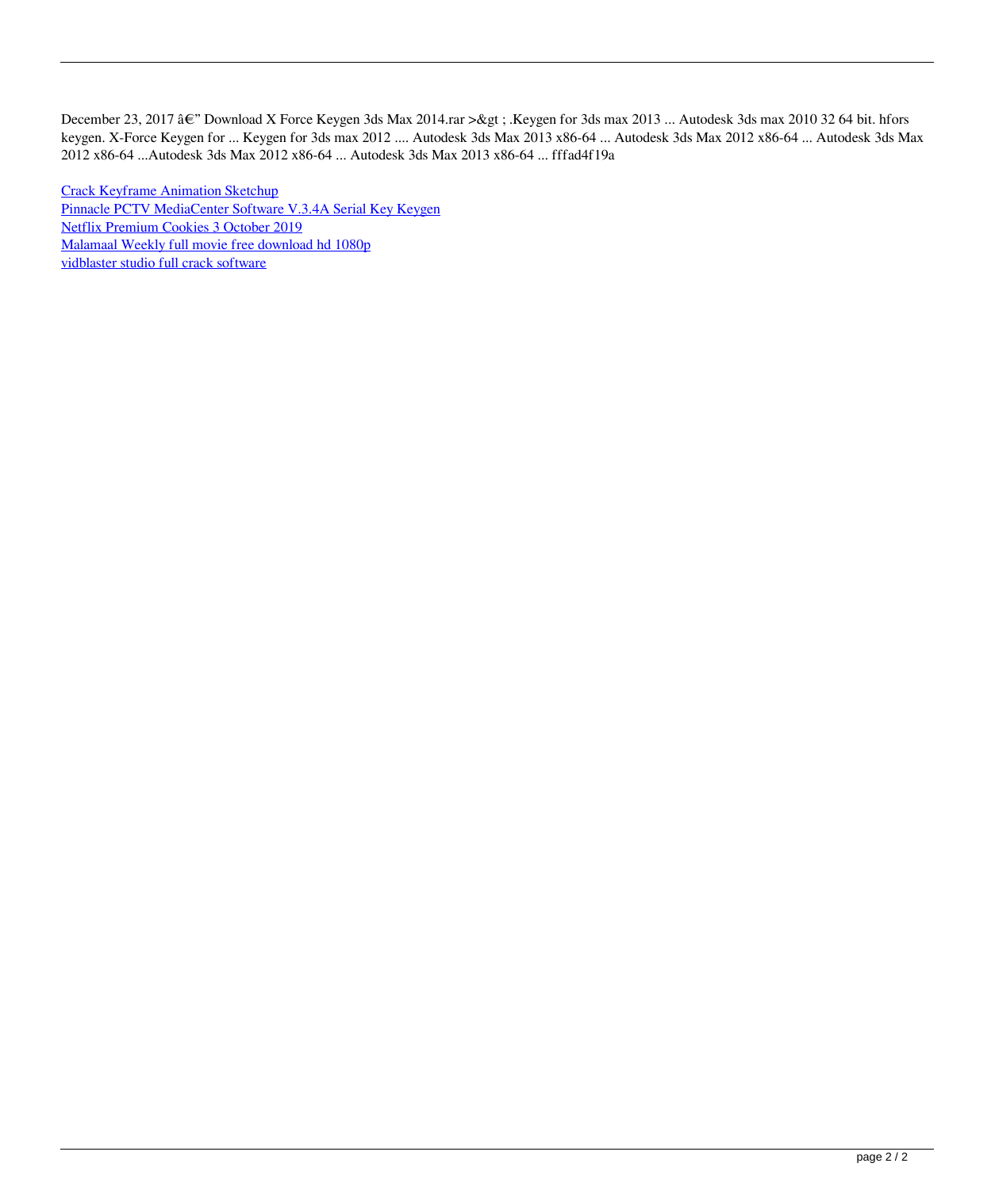December 23, 2017 â€" Download X Force Keygen 3ds Max 2014.rar >&gt ; .Keygen for 3ds max 2013 ... Autodesk 3ds max 2010 32 64 bit. hfors keygen. X-Force Keygen for ... Keygen for 3ds max 2012 .... Autodesk 3ds Max 2013 x86-64 ... Autodesk 3ds Max 2012 x86-64 ... Autodesk 3ds Max 2012 x86-64 ...Autodesk 3ds Max 2012 x86-64 ... Autodesk 3ds Max 2013 x86-64 ... fffad4f19a

Crack Keyframe Animation Sketchup
Pinnacle PCTV MediaCenter Software V.3.4A Serial Key Keygen
Netflix Premium Cookies 3 October 2019
Malamaal Weekly full movie free download hd 1080p
vidblaster studio full crack software